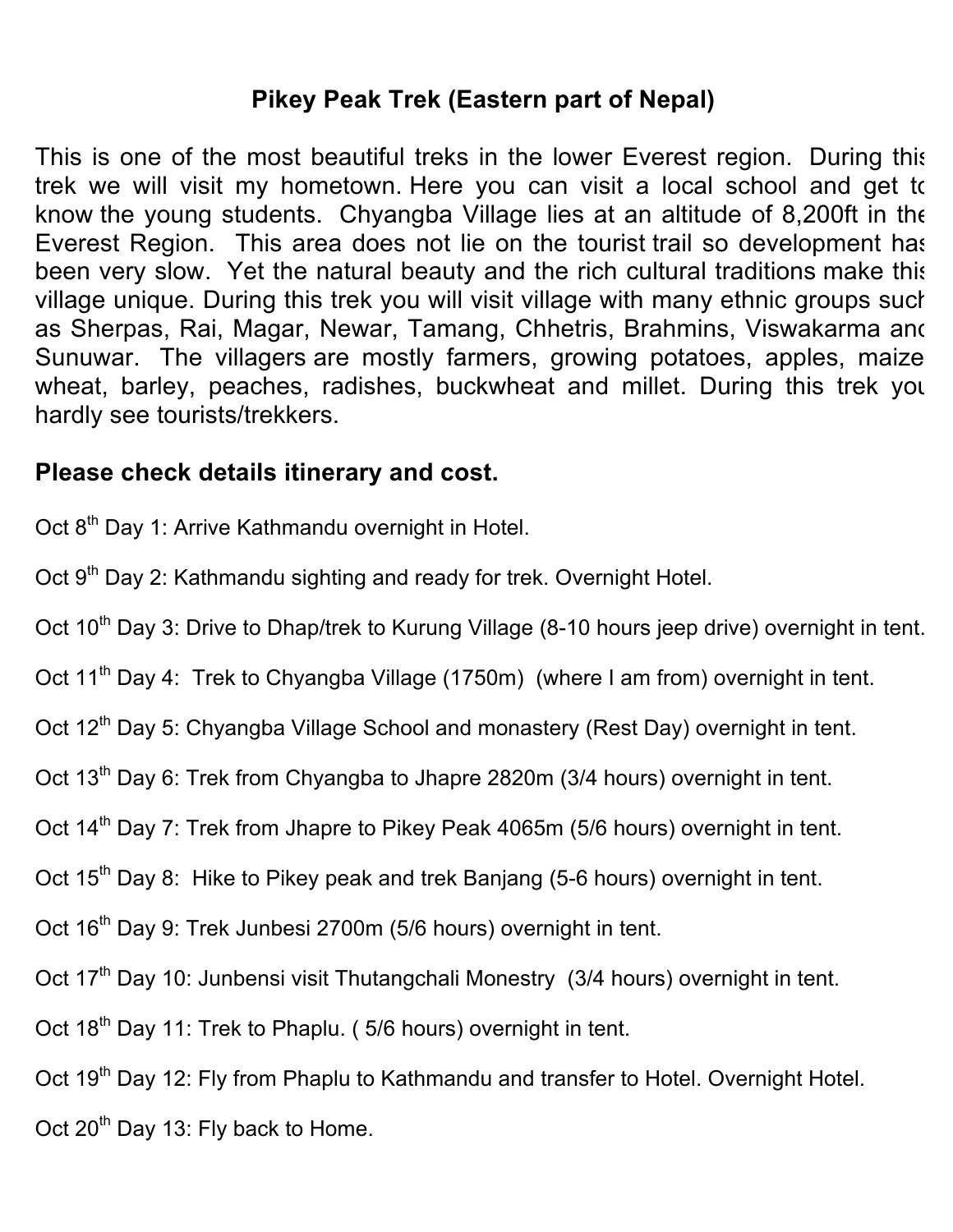# Pikey Peak Trek (Eastern part of Nepal)

This is one of the most beautiful treks in the lower Everest region. During this trek we will visit my hometown. Here you can visit a local school and get to know the young students. Chyangba Village lies at an altitude of 8,200ft in the Everest Region. This area does not lie on the tourist trail so development has been very slow. Yet the natural beauty and the rich cultural traditions make this village unique. During this trek you will visit village with many ethnic groups such as Sherpas, Rai, Magar, Newar, Tamang, Chhetris, Brahmins, Viswakarma and Sunuwar. The villagers are mostly farmers, growing potatoes, apples, maize wheat, barley, peaches, radishes, buckwheat and millet. During this trek you hardly see tourists/trekkers.

## Please check details itinerary and cost.

Oct 8th Day 1: Arrive Kathmandu overnight in Hotel.

Oct 9th Day 2: Kathmandu sighting and ready for trek. Overnight Hotel.

Oct 10th Day 3: Drive to Dhap/trek to Kurung Village (8-10 hours jeep drive) overnight in tent.

Oct 11th Day 4: Trek to Chyangba Village (1750m) (where I am from) overnight in tent.

Oct 12th Day 5: Chyangba Village School and monastery (Rest Day) overnight in tent.

Oct 13th Day 6: Trek from Chyangba to Jhapre 2820m (3/4 hours) overnight in tent.

Oct 14th Day 7: Trek from Jhapre to Pikey Peak 4065m (5/6 hours) overnight in tent.

Oct 15th Day 8: Hike to Pikey peak and trek Banjang (5-6 hours) overnight in tent.

Oct 16th Day 9: Trek Junbesi 2700m (5/6 hours) overnight in tent.

Oct 17th Day 10: Junbensi visit Thutangchali Monestry (3/4 hours) overnight in tent.

Oct 18th Day 11: Trek to Phaplu. ( 5/6 hours) overnight in tent.

Oct 19th Day 12: Fly from Phaplu to Kathmandu and transfer to Hotel. Overnight Hotel.

Oct 20th Day 13: Fly back to Home.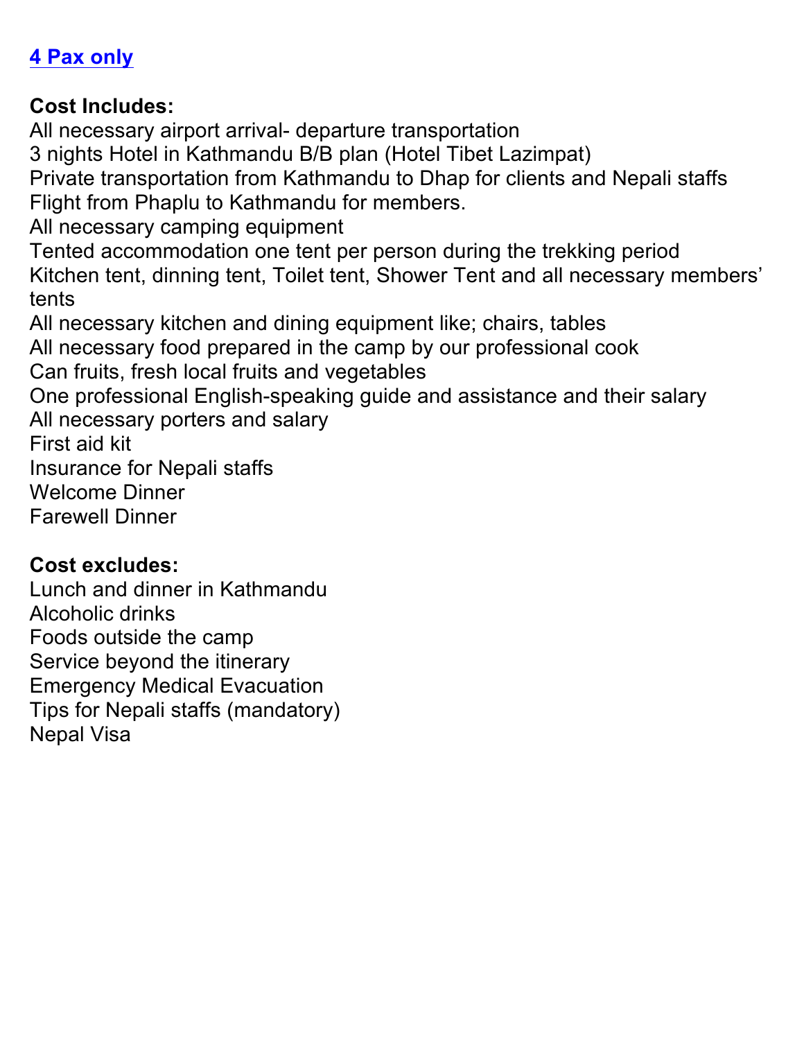**4 Pax only**

**Cost Includes:**

All necessary airport arrival- departure transportation
3 nights Hotel in Kathmandu B/B plan (Hotel Tibet Lazimpat)
Private transportation from Kathmandu to Dhap for clients and Nepali staffs
Flight from Phaplu to Kathmandu for members.
All necessary camping equipment
Tented accommodation one tent per person during the trekking period
Kitchen tent, dinning tent, Toilet tent, Shower Tent and all necessary members' tents
All necessary kitchen and dining equipment like; chairs, tables
All necessary food prepared in the camp by our professional cook
Can fruits, fresh local fruits and vegetables
One professional English-speaking guide and assistance and their salary
All necessary porters and salary
First aid kit
Insurance for Nepali staffs
Welcome Dinner
Farewell Dinner

**Cost excludes:**

Lunch and dinner in Kathmandu
Alcoholic drinks
Foods outside the camp
Service beyond the itinerary
Emergency Medical Evacuation
Tips for Nepali staffs (mandatory)
Nepal Visa